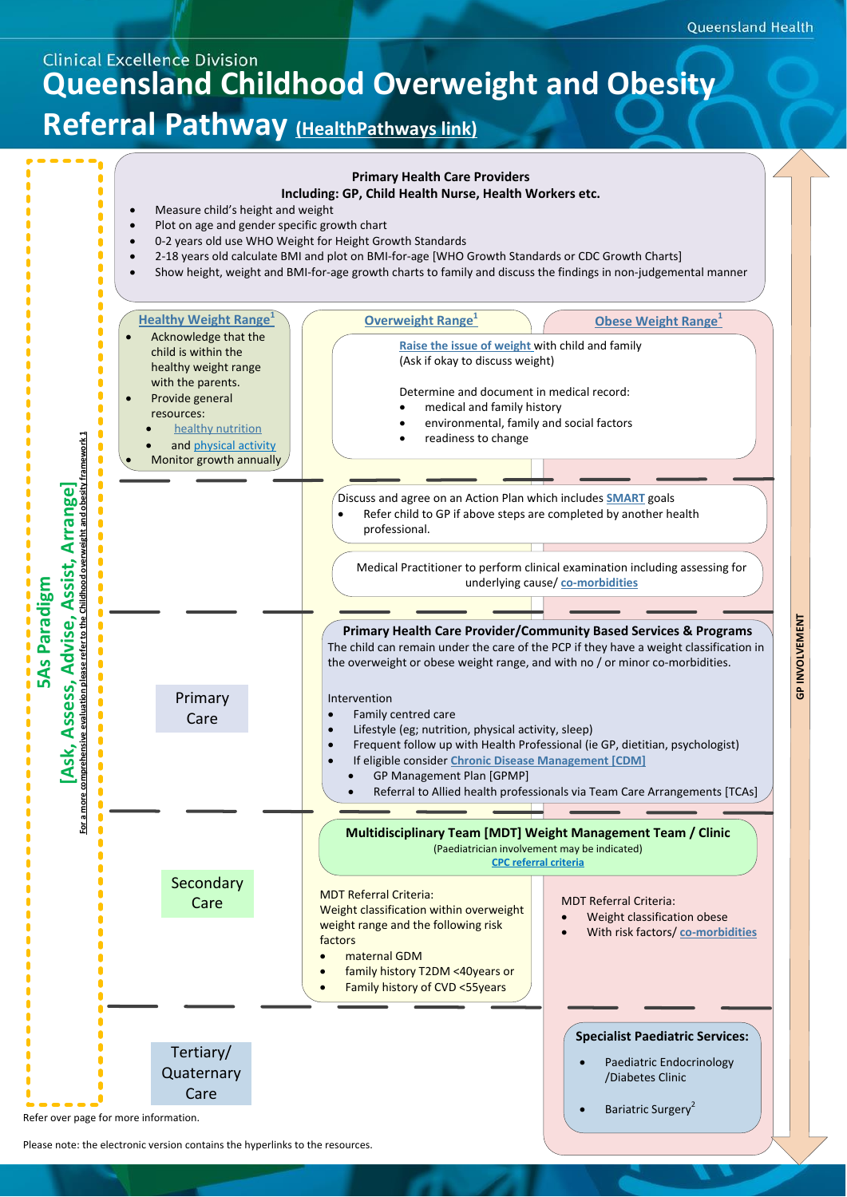Clinical Excellence Division

# Queensland Childhood Overweight and Obesity Referral Pathway (HealthPathways link)

**5As Paradigm**

**[Ask, Assess, Advise, Assist, Arrange]**

For a more comprehensive evaluation please refer to the Childhood overweight and obesity framework 1

## Primary Health Care Providers

**Including: GP, Child Health Nurse, Health Workers etc.**

- Measure child's height and weight
- Plot on age and gender specific growth chart
- 0-2 years old use WHO Weight for Height Growth Standards
- 2-18 years old calculate BMI and plot on BMI-for-age [WHO Growth Standards or CDC Growth Charts]
- Show height, weight and BMI-for-age growth charts to family and discuss the findings in non-judgemental manner

### Healthy Weight Range[1]

- Acknowledge that the child is within the healthy weight range with the parents.
- Provide general resources:
  - healthy nutrition
  - and physical activity
- Monitor growth annually

### Overweight Range[1] / Obese Weight Range[1]

Raise the issue of weight with child and family
(Ask if okay to discuss weight)

Determine and document in medical record:

- medical and family history
- environmental, family and social factors
- readiness to change

Discuss and agree on an Action Plan which includes SMART goals

- Refer child to GP if above steps are completed by another health professional.

Medical Practitioner to perform clinical examination including assessing for underlying cause/ co-morbidities

## Primary Care

### Primary Health Care Provider/Community Based Services & Programs

The child can remain under the care of the PCP if they have a weight classification in the overweight or obese weight range, and with no / or minor co-morbidities.

Intervention

- Family centred care
- Lifestyle (eg; nutrition, physical activity, sleep)
- Frequent follow up with Health Professional (ie GP, dietitian, psychologist)
- If eligible consider Chronic Disease Management [CDM]
  - GP Management Plan [GPMP]
  - Referral to Allied health professionals via Team Care Arrangements [TCAs]

## Secondary Care

### Multidisciplinary Team [MDT] Weight Management Team / Clinic

(Paediatrician involvement may be indicated)
CPC referral criteria

**Overweight range** – MDT Referral Criteria:
Weight classification within overweight weight range and the following risk factors

- maternal GDM
- family history T2DM <40years or
- Family history of CVD <55years

**Obese range** – MDT Referral Criteria:

- Weight classification obese
- With risk factors/ co-morbidities

## Tertiary/ Quaternary Care

### Specialist Paediatric Services:

- Paediatric Endocrinology /Diabetes Clinic
- Bariatric Surgery[2]

GP INVOLVEMENT

Refer over page for more information.

Please note: the electronic version contains the hyperlinks to the resources.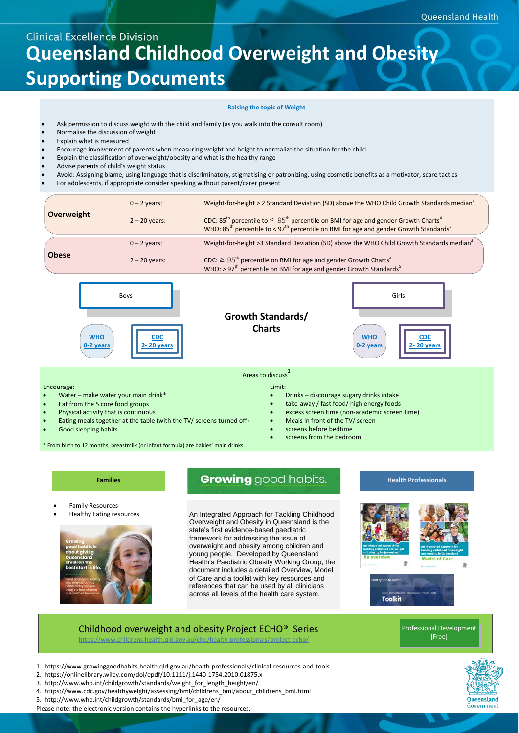Queensland Health

Clinical Excellence Division

# Queensland Childhood Overweight and Obesity Supporting Documents

## Raising the topic of Weight

- Ask permission to discuss weight with the child and family (as you walk into the consult room)
- Normalise the discussion of weight
- Explain what is measured
- Encourage involvement of parents when measuring weight and height to normalize the situation for the child
- Explain the classification of overweight/obesity and what is the healthy range
- Advise parents of child's weight status
- Avoid: Assigning blame, using language that is discriminatory, stigmatising or patronizing, using cosmetic benefits as a motivator, scare tactics
- For adolescents, if appropriate consider speaking without parent/carer present

| | | |
|---|---|---|
| **Overweight** | 0 – 2 years: | Weight-for-height > 2 Standard Deviation (SD) above the WHO Child Growth Standards median[3] |
| | 2 – 20 years: | CDC: 85th percentile to ≤ 95th percentile on BMI for age and gender Growth Charts[4]<br>WHO: 85th percentile to < 97th percentile on BMI for age and gender Growth Standards[5] |
| **Obese** | 0 – 2 years: | Weight-for-height >3 Standard Deviation (SD) above the WHO Child Growth Standards median[3] |
| | 2 – 20 years: | CDC: ≥ 95th percentile on BMI for age and gender Growth Charts[4]<br>WHO: > 97th percentile on BMI for age and gender Growth Standards[5] |

## Growth Standards/ Charts

Boys

- WHO 0-2 years
- CDC 2- 20 years

Girls

- WHO 0-2 years
- CDC 2- 20 years

## Areas to discuss[1]

Encourage:

- Water – make water your main drink*
- Eat from the 5 core food groups
- Physical activity that is continuous
- Eating meals together at the table (with the TV/ screens turned off)
- Good sleeping habits

Limit:

- Drinks – discourage sugary drinks intake
- take-away / fast food/ high energy foods
- excess screen time (non-academic screen time)
- Meals in front of the TV/ screen
- screens before bedtime
- screens from the bedroom

* From birth to 12 months, breastmilk (or infant formula) are babies' main drinks.

### Families

- Family Resources
- Healthy Eating resources

Growing good habits is about giving Queensland children the best start in life.

Small changes to eating and physical activity habits today will give them the best chance of a healthier tomorrow.

### Growing good habits.

An Integrated Approach for Tackling Childhood Overweight and Obesity in Queensland is the state's first evidence-based paediatric framework for addressing the issue of overweight and obesity among children and young people. Developed by Queensland Health's Paediatric Obesity Working Group, the document includes a detailed Overview, Model of Care and a toolkit with key resources and references that can be used by all clinicians across all levels of the health care system.

### Health Professionals

An integrated approach for tackling childhood overweight and obesity in Queensland – An overview

An integrated approach for tackling childhood overweight and obesity in Queensland – Model of Care

Toolkit

## Childhood overweight and obesity Project ECHO® Series

https://www.childrens.health.qld.gov.au/chq/health-professionals/project-echo/

Professional Development [Free]

1. https://www.growinggoodhabits.health.qld.gov.au/health-professionals/clinical-resources-and-tools
2. https://onlinelibrary.wiley.com/doi/epdf/10.1111/j.1440-1754.2010.01875.x
3. http://www.who.int/childgrowth/standards/weight_for_length_height/en/
4. https://www.cdc.gov/healthyweight/assessing/bmi/childrens_bmi/about_childrens_bmi.html
5. http://www.who.int/childgrowth/standards/bmi_for_age/en/

Please note: the electronic version contains the hyperlinks to the resources.

Queensland Government